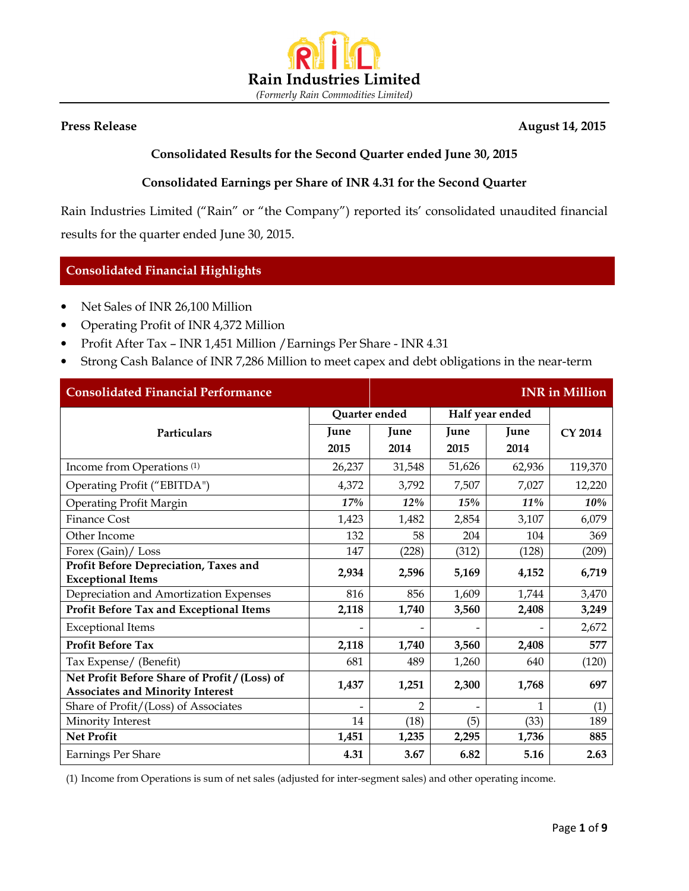# Rain Industries Limited

*(Formerly Rain Commodities Limited)*

**Press Release** **August 14, 2015**

**Consolidated Results for the Second Quarter ended June 30, 2015**

**Consolidated Earnings per Share of INR 4.31 for the Second Quarter**

Rain Industries Limited ("Rain" or "the Company") reported its' consolidated unaudited financial results for the quarter ended June 30, 2015.

## Consolidated Financial Highlights

- Net Sales of INR 26,100 Million
- Operating Profit of INR 4,372 Million
- Profit After Tax – INR 1,451 Million /Earnings Per Share - INR 4.31
- Strong Cash Balance of INR 7,286 Million to meet capex and debt obligations in the near-term

| Consolidated Financial Performance | | | | | INR in Million |
|---|---|---|---|---|---|
| Particulars | Quarter ended | | Half year ended | | CY 2014 |
| | June 2015 | June 2014 | June 2015 | June 2014 | |
| Income from Operations (1) | 26,237 | 31,548 | 51,626 | 62,936 | 119,370 |
| Operating Profit ("EBITDA") | 4,372 | 3,792 | 7,507 | 7,027 | 12,220 |
| Operating Profit Margin | *17%* | *12%* | *15%* | *11%* | *10%* |
| Finance Cost | 1,423 | 1,482 | 2,854 | 3,107 | 6,079 |
| Other Income | 132 | 58 | 204 | 104 | 369 |
| Forex (Gain)/ Loss | 147 | (228) | (312) | (128) | (209) |
| **Profit Before Depreciation, Taxes and Exceptional Items** | **2,934** | **2,596** | **5,169** | **4,152** | **6,719** |
| Depreciation and Amortization Expenses | 816 | 856 | 1,609 | 1,744 | 3,470 |
| **Profit Before Tax and Exceptional Items** | **2,118** | **1,740** | **3,560** | **2,408** | **3,249** |
| Exceptional Items | - | - | - | - | 2,672 |
| **Profit Before Tax** | **2,118** | **1,740** | **3,560** | **2,408** | **577** |
| Tax Expense/ (Benefit) | 681 | 489 | 1,260 | 640 | (120) |
| **Net Profit Before Share of Profit / (Loss) of Associates and Minority Interest** | **1,437** | **1,251** | **2,300** | **1,768** | **697** |
| Share of Profit/(Loss) of Associates | - | 2 | - | 1 | (1) |
| Minority Interest | 14 | (18) | (5) | (33) | 189 |
| **Net Profit** | **1,451** | **1,235** | **2,295** | **1,736** | **885** |
| Earnings Per Share | **4.31** | **3.67** | **6.82** | **5.16** | **2.63** |

(1) Income from Operations is sum of net sales (adjusted for inter-segment sales) and other operating income.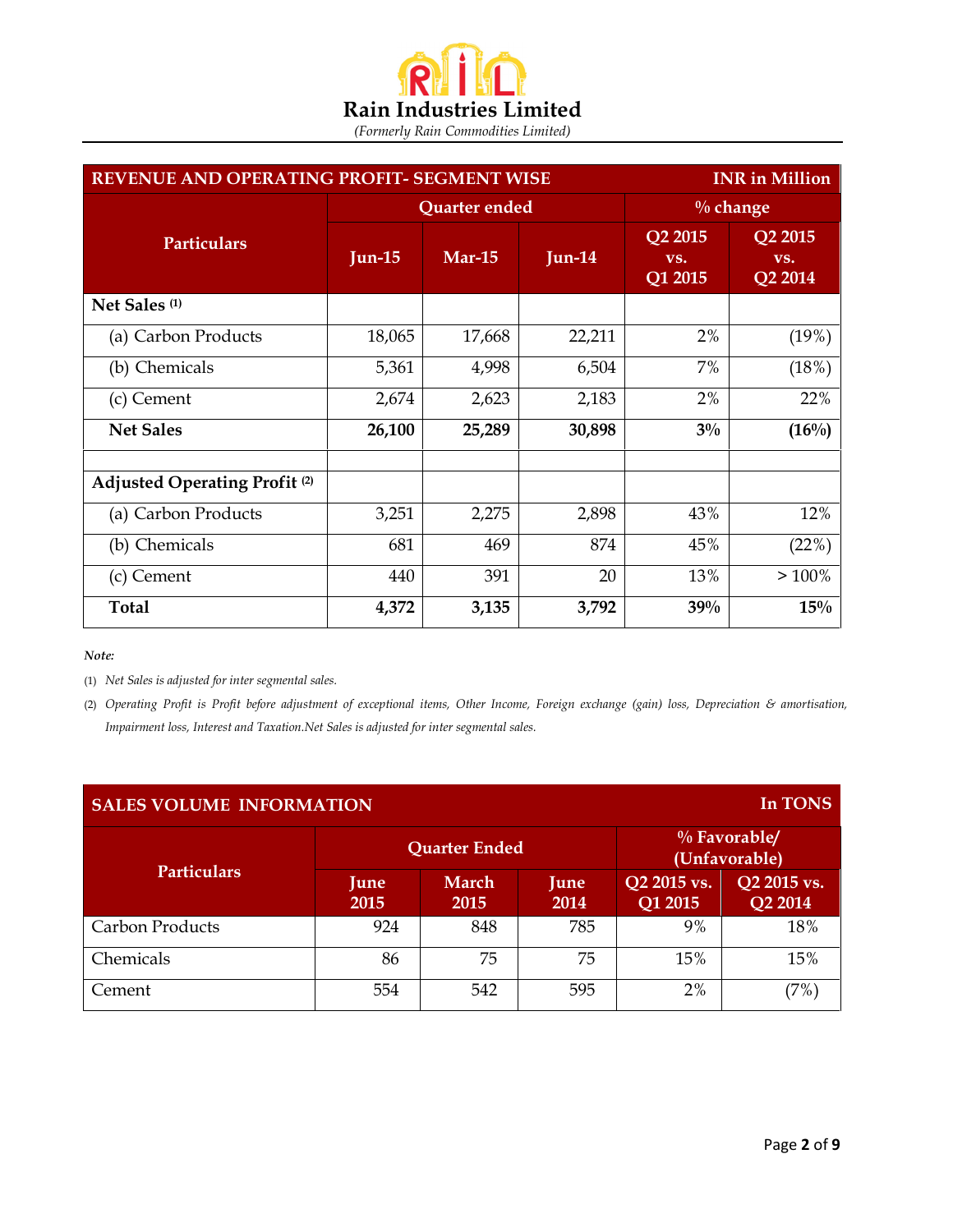# Rain Industries Limited

*(Formerly Rain Commodities Limited)*

| REVENUE AND OPERATING PROFIT- SEGMENT WISE | | | | | INR in Million |
|---|---|---|---|---|---|
| **Particulars** | **Quarter ended** | | | **% change** | |
| | **Jun-15** | **Mar-15** | **Jun-14** | **Q2 2015 vs. Q1 2015** | **Q2 2015 vs. Q2 2014** |
| **Net Sales** [(1)] | | | | | |
| (a) Carbon Products | 18,065 | 17,668 | 22,211 | 2% | (19%) |
| (b) Chemicals | 5,361 | 4,998 | 6,504 | 7% | (18%) |
| (c) Cement | 2,674 | 2,623 | 2,183 | 2% | 22% |
| **Net Sales** | **26,100** | **25,289** | **30,898** | **3%** | **(16%)** |
| | | | | | |
| **Adjusted Operating Profit** [(2)] | | | | | |
| (a) Carbon Products | 3,251 | 2,275 | 2,898 | 43% | 12% |
| (b) Chemicals | 681 | 469 | 874 | 45% | (22%) |
| (c) Cement | 440 | 391 | 20 | 13% | > 100% |
| **Total** | **4,372** | **3,135** | **3,792** | **39%** | **15%** |

***Note:***

(1) *Net Sales is adjusted for inter segmental sales.*

(2) *Operating Profit is Profit before adjustment of exceptional items, Other Income, Foreign exchange (gain) loss, Depreciation & amortisation, Impairment loss, Interest and Taxation.Net Sales is adjusted for inter segmental sales.*

| SALES VOLUME INFORMATION | | | | | In TONS |
|---|---|---|---|---|---|
| **Particulars** | **Quarter Ended** | | | **% Favorable/ (Unfavorable)** | |
| | **June 2015** | **March 2015** | **June 2014** | **Q2 2015 vs. Q1 2015** | **Q2 2015 vs. Q2 2014** |
| Carbon Products | 924 | 848 | 785 | 9% | 18% |
| Chemicals | 86 | 75 | 75 | 15% | 15% |
| Cement | 554 | 542 | 595 | 2% | (7%) |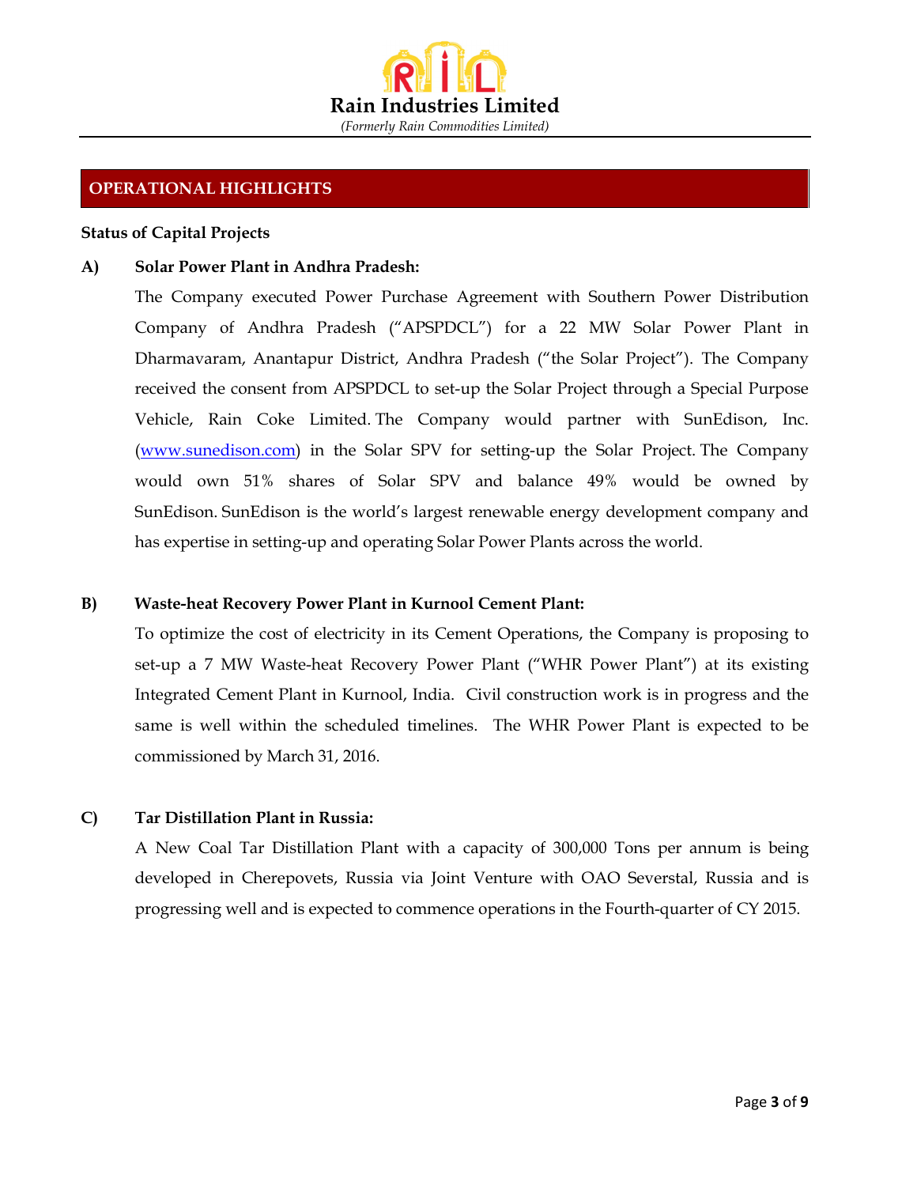## OPERATIONAL HIGHLIGHTS

**Status of Capital Projects**

**A) Solar Power Plant in Andhra Pradesh:**

The Company executed Power Purchase Agreement with Southern Power Distribution Company of Andhra Pradesh ("APSPDCL") for a 22 MW Solar Power Plant in Dharmavaram, Anantapur District, Andhra Pradesh ("the Solar Project"). The Company received the consent from APSPDCL to set-up the Solar Project through a Special Purpose Vehicle, Rain Coke Limited. The Company would partner with SunEdison, Inc. ([www.sunedison.com](http://www.sunedison.com)) in the Solar SPV for setting-up the Solar Project. The Company would own 51% shares of Solar SPV and balance 49% would be owned by SunEdison. SunEdison is the world's largest renewable energy development company and has expertise in setting-up and operating Solar Power Plants across the world.

**B) Waste-heat Recovery Power Plant in Kurnool Cement Plant:**

To optimize the cost of electricity in its Cement Operations, the Company is proposing to set-up a 7 MW Waste-heat Recovery Power Plant ("WHR Power Plant") at its existing Integrated Cement Plant in Kurnool, India. Civil construction work is in progress and the same is well within the scheduled timelines. The WHR Power Plant is expected to be commissioned by March 31, 2016.

**C) Tar Distillation Plant in Russia:**

A New Coal Tar Distillation Plant with a capacity of 300,000 Tons per annum is being developed in Cherepovets, Russia via Joint Venture with OAO Severstal, Russia and is progressing well and is expected to commence operations in the Fourth-quarter of CY 2015.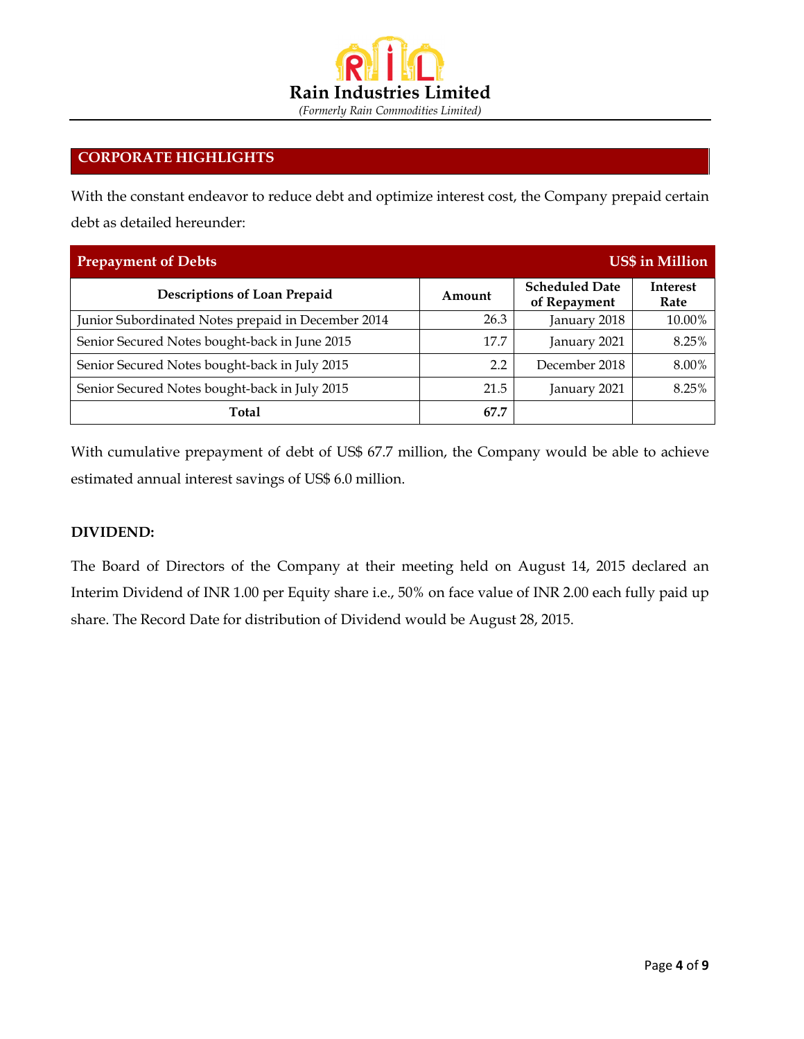## CORPORATE HIGHLIGHTS

With the constant endeavor to reduce debt and optimize interest cost, the Company prepaid certain debt as detailed hereunder:

| Prepayment of Debts | | | US$ in Million |
|---|---|---|---|
| **Descriptions of Loan Prepaid** | **Amount** | **Scheduled Date of Repayment** | **Interest Rate** |
| Junior Subordinated Notes prepaid in December 2014 | 26.3 | January 2018 | 10.00% |
| Senior Secured Notes bought-back in June 2015 | 17.7 | January 2021 | 8.25% |
| Senior Secured Notes bought-back in July 2015 | 2.2 | December 2018 | 8.00% |
| Senior Secured Notes bought-back in July 2015 | 21.5 | January 2021 | 8.25% |
| **Total** | **67.7** | | |

With cumulative prepayment of debt of US$ 67.7 million, the Company would be able to achieve estimated annual interest savings of US$ 6.0 million.

**DIVIDEND:**

The Board of Directors of the Company at their meeting held on August 14, 2015 declared an Interim Dividend of INR 1.00 per Equity share i.e., 50% on face value of INR 2.00 each fully paid up share. The Record Date for distribution of Dividend would be August 28, 2015.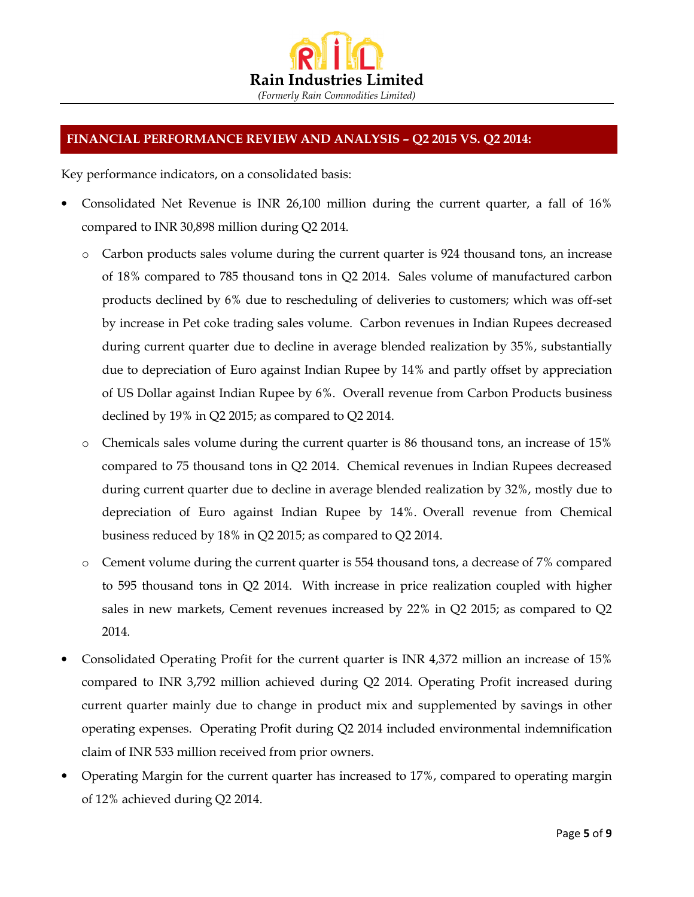## FINANCIAL PERFORMANCE REVIEW AND ANALYSIS – Q2 2015 VS. Q2 2014:

Key performance indicators, on a consolidated basis:

- Consolidated Net Revenue is INR 26,100 million during the current quarter, a fall of 16% compared to INR 30,898 million during Q2 2014.
  - Carbon products sales volume during the current quarter is 924 thousand tons, an increase of 18% compared to 785 thousand tons in Q2 2014. Sales volume of manufactured carbon products declined by 6% due to rescheduling of deliveries to customers; which was off-set by increase in Pet coke trading sales volume. Carbon revenues in Indian Rupees decreased during current quarter due to decline in average blended realization by 35%, substantially due to depreciation of Euro against Indian Rupee by 14% and partly offset by appreciation of US Dollar against Indian Rupee by 6%. Overall revenue from Carbon Products business declined by 19% in Q2 2015; as compared to Q2 2014.
  - Chemicals sales volume during the current quarter is 86 thousand tons, an increase of 15% compared to 75 thousand tons in Q2 2014. Chemical revenues in Indian Rupees decreased during current quarter due to decline in average blended realization by 32%, mostly due to depreciation of Euro against Indian Rupee by 14%. Overall revenue from Chemical business reduced by 18% in Q2 2015; as compared to Q2 2014.
  - Cement volume during the current quarter is 554 thousand tons, a decrease of 7% compared to 595 thousand tons in Q2 2014. With increase in price realization coupled with higher sales in new markets, Cement revenues increased by 22% in Q2 2015; as compared to Q2 2014.
- Consolidated Operating Profit for the current quarter is INR 4,372 million an increase of 15% compared to INR 3,792 million achieved during Q2 2014. Operating Profit increased during current quarter mainly due to change in product mix and supplemented by savings in other operating expenses. Operating Profit during Q2 2014 included environmental indemnification claim of INR 533 million received from prior owners.
- Operating Margin for the current quarter has increased to 17%, compared to operating margin of 12% achieved during Q2 2014.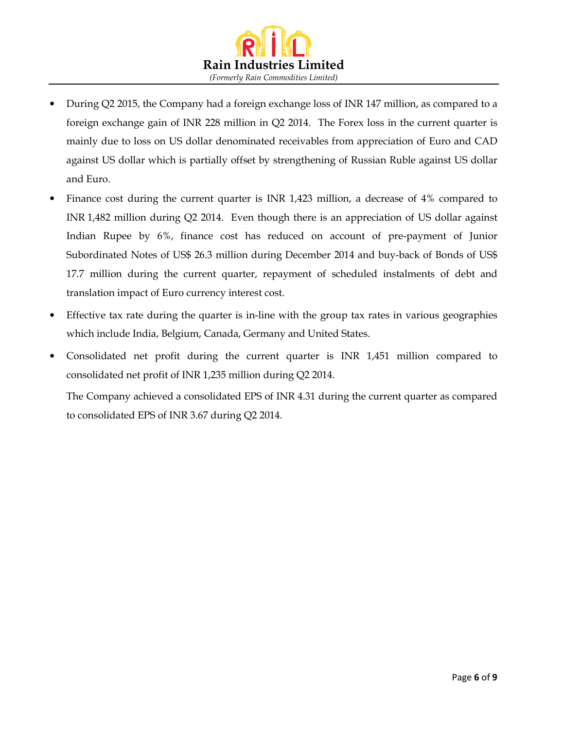- During Q2 2015, the Company had a foreign exchange loss of INR 147 million, as compared to a foreign exchange gain of INR 228 million in Q2 2014. The Forex loss in the current quarter is mainly due to loss on US dollar denominated receivables from appreciation of Euro and CAD against US dollar which is partially offset by strengthening of Russian Ruble against US dollar and Euro.
- Finance cost during the current quarter is INR 1,423 million, a decrease of 4% compared to INR 1,482 million during Q2 2014. Even though there is an appreciation of US dollar against Indian Rupee by 6%, finance cost has reduced on account of pre-payment of Junior Subordinated Notes of US$ 26.3 million during December 2014 and buy-back of Bonds of US$ 17.7 million during the current quarter, repayment of scheduled instalments of debt and translation impact of Euro currency interest cost.
- Effective tax rate during the quarter is in-line with the group tax rates in various geographies which include India, Belgium, Canada, Germany and United States.
- Consolidated net profit during the current quarter is INR 1,451 million compared to consolidated net profit of INR 1,235 million during Q2 2014.

  The Company achieved a consolidated EPS of INR 4.31 during the current quarter as compared to consolidated EPS of INR 3.67 during Q2 2014.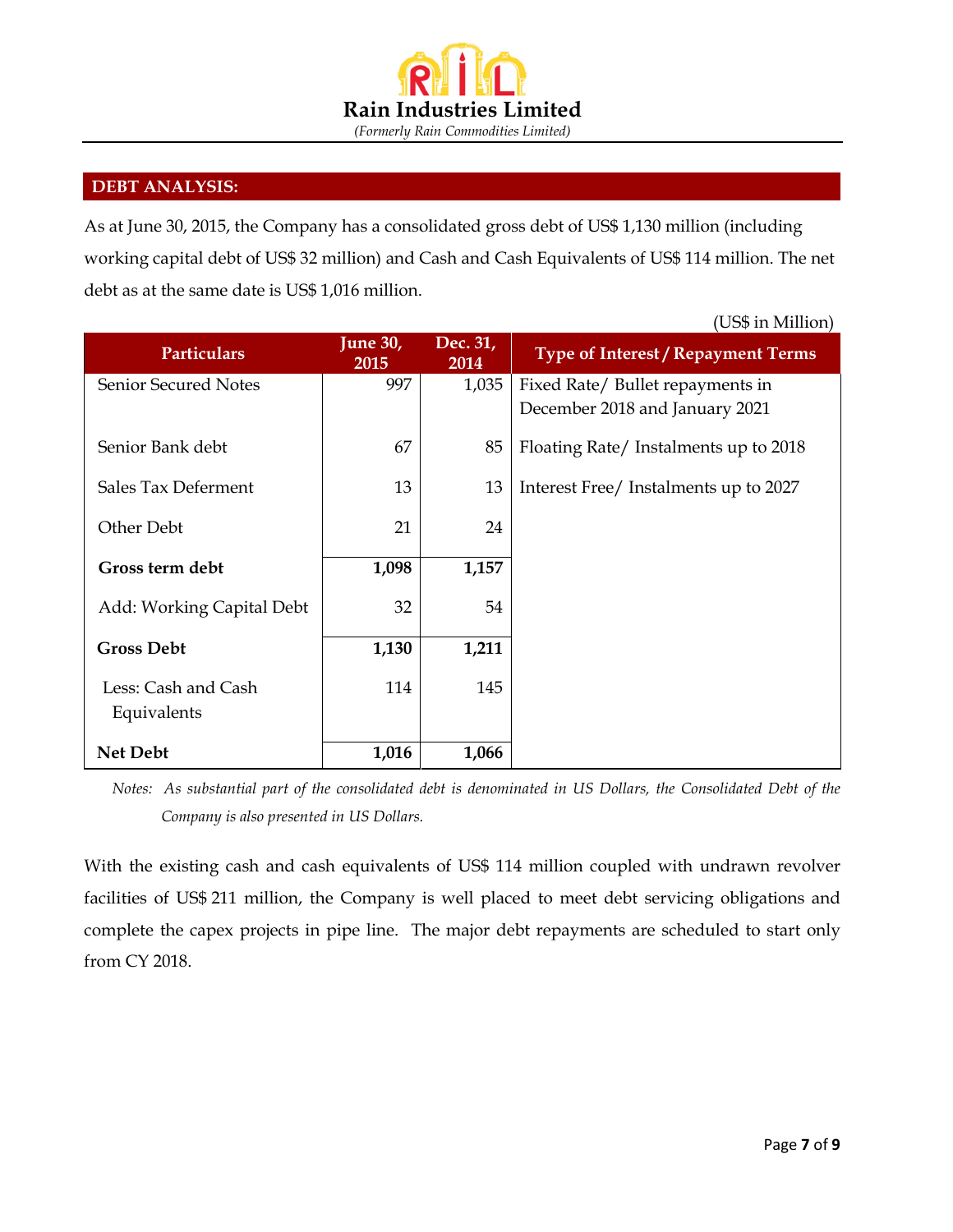## DEBT ANALYSIS:

As at June 30, 2015, the Company has a consolidated gross debt of US$ 1,130 million (including working capital debt of US$ 32 million) and Cash and Cash Equivalents of US$ 114 million. The net debt as at the same date is US$ 1,016 million.

(US$ in Million)

| Particulars | June 30, 2015 | Dec. 31, 2014 | Type of Interest / Repayment Terms |
|---|---|---|---|
| Senior Secured Notes | 997 | 1,035 | Fixed Rate/ Bullet repayments in December 2018 and January 2021 |
| Senior Bank debt | 67 | 85 | Floating Rate/ Instalments up to 2018 |
| Sales Tax Deferment | 13 | 13 | Interest Free/ Instalments up to 2027 |
| Other Debt | 21 | 24 | |
| **Gross term debt** | **1,098** | **1,157** | |
| Add: Working Capital Debt | 32 | 54 | |
| **Gross Debt** | **1,130** | **1,211** | |
| Less: Cash and Cash Equivalents | 114 | 145 | |
| **Net Debt** | **1,016** | **1,066** | |

*Notes: As substantial part of the consolidated debt is denominated in US Dollars, the Consolidated Debt of the Company is also presented in US Dollars.*

With the existing cash and cash equivalents of US$ 114 million coupled with undrawn revolver facilities of US$ 211 million, the Company is well placed to meet debt servicing obligations and complete the capex projects in pipe line. The major debt repayments are scheduled to start only from CY 2018.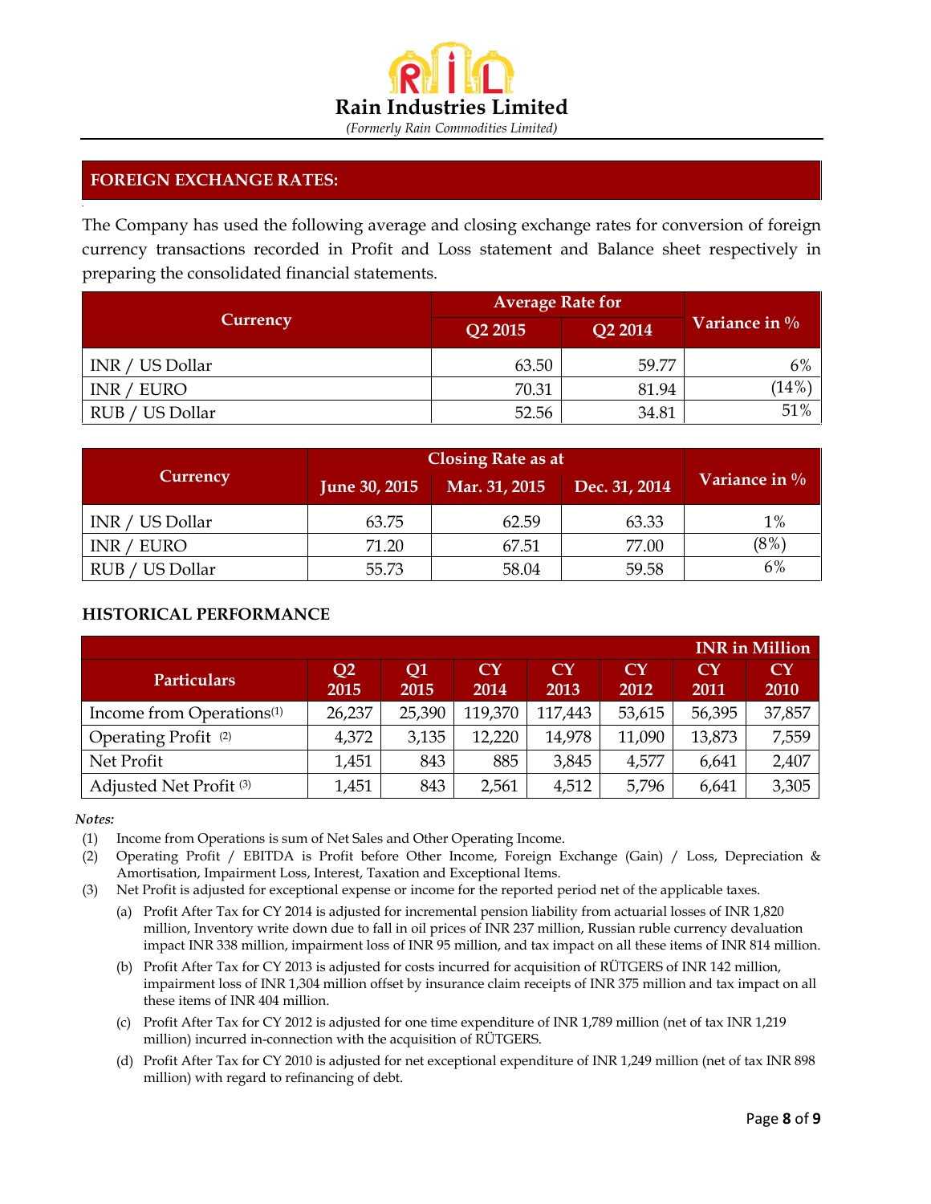## FOREIGN EXCHANGE RATES:

The Company has used the following average and closing exchange rates for conversion of foreign currency transactions recorded in Profit and Loss statement and Balance sheet respectively in preparing the consolidated financial statements.

| Currency | Average Rate for | | Variance in % |
|---|---|---|---|
| | Q2 2015 | Q2 2014 | |
| INR / US Dollar | 63.50 | 59.77 | 6% |
| INR / EURO | 70.31 | 81.94 | (14%) |
| RUB / US Dollar | 52.56 | 34.81 | 51% |

| Currency | Closing Rate as at | | | Variance in % |
|---|---|---|---|---|
| | June 30, 2015 | Mar. 31, 2015 | Dec. 31, 2014 | |
| INR / US Dollar | 63.75 | 62.59 | 63.33 | 1% |
| INR / EURO | 71.20 | 67.51 | 77.00 | (8%) |
| RUB / US Dollar | 55.73 | 58.04 | 59.58 | 6% |

### HISTORICAL PERFORMANCE

INR in Million

| Particulars | Q2 2015 | Q1 2015 | CY 2014 | CY 2013 | CY 2012 | CY 2011 | CY 2010 |
|---|---|---|---|---|---|---|---|
| Income from Operations[(1)] | 26,237 | 25,390 | 119,370 | 117,443 | 53,615 | 56,395 | 37,857 |
| Operating Profit [(2)] | 4,372 | 3,135 | 12,220 | 14,978 | 11,090 | 13,873 | 7,559 |
| Net Profit | 1,451 | 843 | 885 | 3,845 | 4,577 | 6,641 | 2,407 |
| Adjusted Net Profit [(3)] | 1,451 | 843 | 2,561 | 4,512 | 5,796 | 6,641 | 3,305 |

*Notes:*

(1) Income from Operations is sum of Net Sales and Other Operating Income.

(2) Operating Profit / EBITDA is Profit before Other Income, Foreign Exchange (Gain) / Loss, Depreciation & Amortisation, Impairment Loss, Interest, Taxation and Exceptional Items.

(3) Net Profit is adjusted for exceptional expense or income for the reported period net of the applicable taxes.

(a) Profit After Tax for CY 2014 is adjusted for incremental pension liability from actuarial losses of INR 1,820 million, Inventory write down due to fall in oil prices of INR 237 million, Russian ruble currency devaluation impact INR 338 million, impairment loss of INR 95 million, and tax impact on all these items of INR 814 million.

(b) Profit After Tax for CY 2013 is adjusted for costs incurred for acquisition of RÜTGERS of INR 142 million, impairment loss of INR 1,304 million offset by insurance claim receipts of INR 375 million and tax impact on all these items of INR 404 million.

(c) Profit After Tax for CY 2012 is adjusted for one time expenditure of INR 1,789 million (net of tax INR 1,219 million) incurred in-connection with the acquisition of RÜTGERS.

(d) Profit After Tax for CY 2010 is adjusted for net exceptional expenditure of INR 1,249 million (net of tax INR 898 million) with regard to refinancing of debt.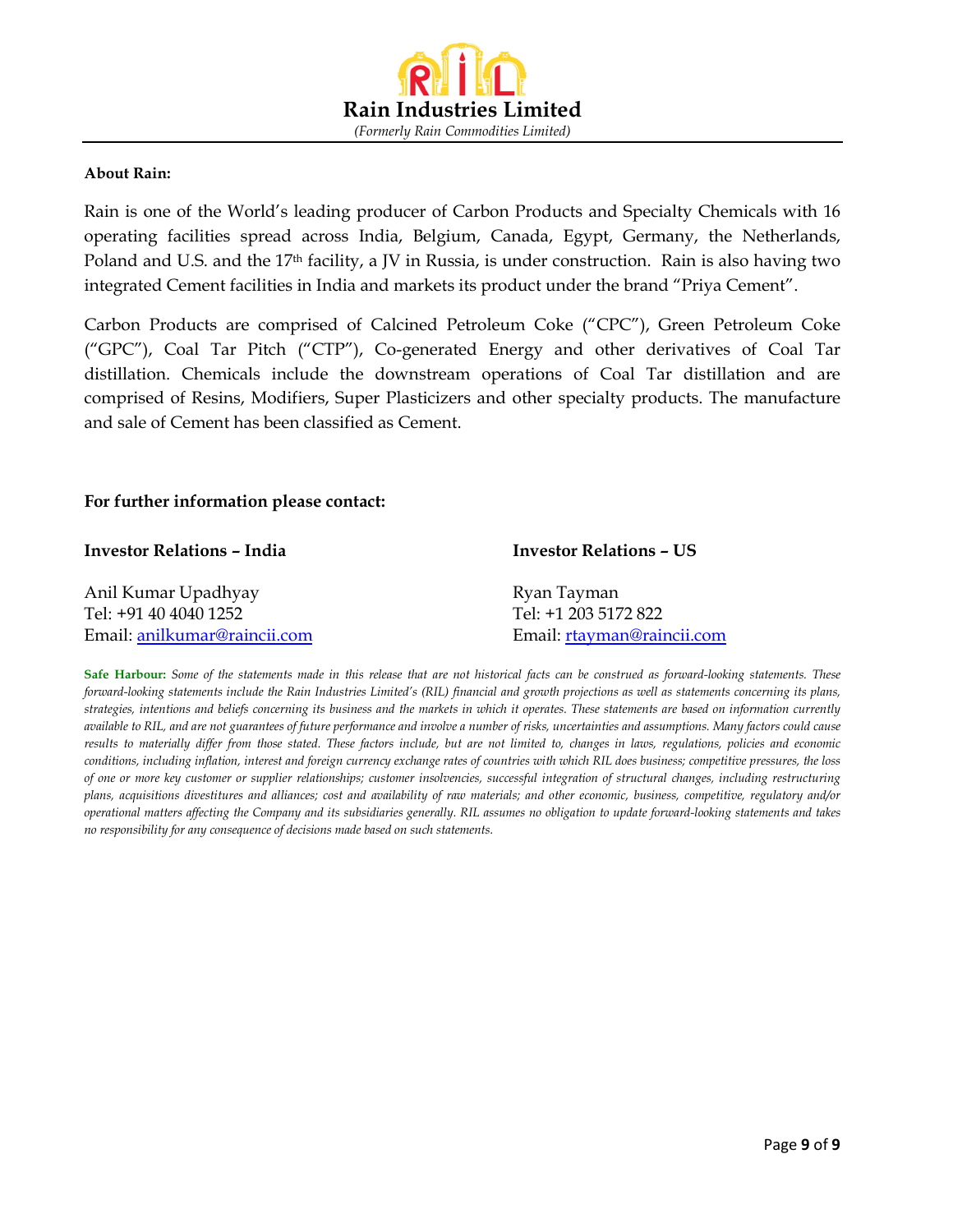**Rain Industries Limited**

*(Formerly Rain Commodities Limited)*

**About Rain:**

Rain is one of the World's leading producer of Carbon Products and Specialty Chemicals with 16 operating facilities spread across India, Belgium, Canada, Egypt, Germany, the Netherlands, Poland and U.S. and the 17th facility, a JV in Russia, is under construction. Rain is also having two integrated Cement facilities in India and markets its product under the brand "Priya Cement".

Carbon Products are comprised of Calcined Petroleum Coke ("CPC"), Green Petroleum Coke ("GPC"), Coal Tar Pitch ("CTP"), Co-generated Energy and other derivatives of Coal Tar distillation. Chemicals include the downstream operations of Coal Tar distillation and are comprised of Resins, Modifiers, Super Plasticizers and other specialty products. The manufacture and sale of Cement has been classified as Cement.

**For further information please contact:**

**Investor Relations – India**

Anil Kumar Upadhyay
Tel: +91 40 4040 1252
Email: anilkumar@raincii.com

**Investor Relations – US**

Ryan Tayman
Tel: +1 203 5172 822
Email: rtayman@raincii.com

**Safe Harbour:** *Some of the statements made in this release that are not historical facts can be construed as forward-looking statements. These forward-looking statements include the Rain Industries Limited's (RIL) financial and growth projections as well as statements concerning its plans, strategies, intentions and beliefs concerning its business and the markets in which it operates. These statements are based on information currently available to RIL, and are not guarantees of future performance and involve a number of risks, uncertainties and assumptions. Many factors could cause results to materially differ from those stated. These factors include, but are not limited to, changes in laws, regulations, policies and economic conditions, including inflation, interest and foreign currency exchange rates of countries with which RIL does business; competitive pressures, the loss of one or more key customer or supplier relationships; customer insolvencies, successful integration of structural changes, including restructuring plans, acquisitions divestitures and alliances; cost and availability of raw materials; and other economic, business, competitive, regulatory and/or operational matters affecting the Company and its subsidiaries generally. RIL assumes no obligation to update forward-looking statements and takes no responsibility for any consequence of decisions made based on such statements.*